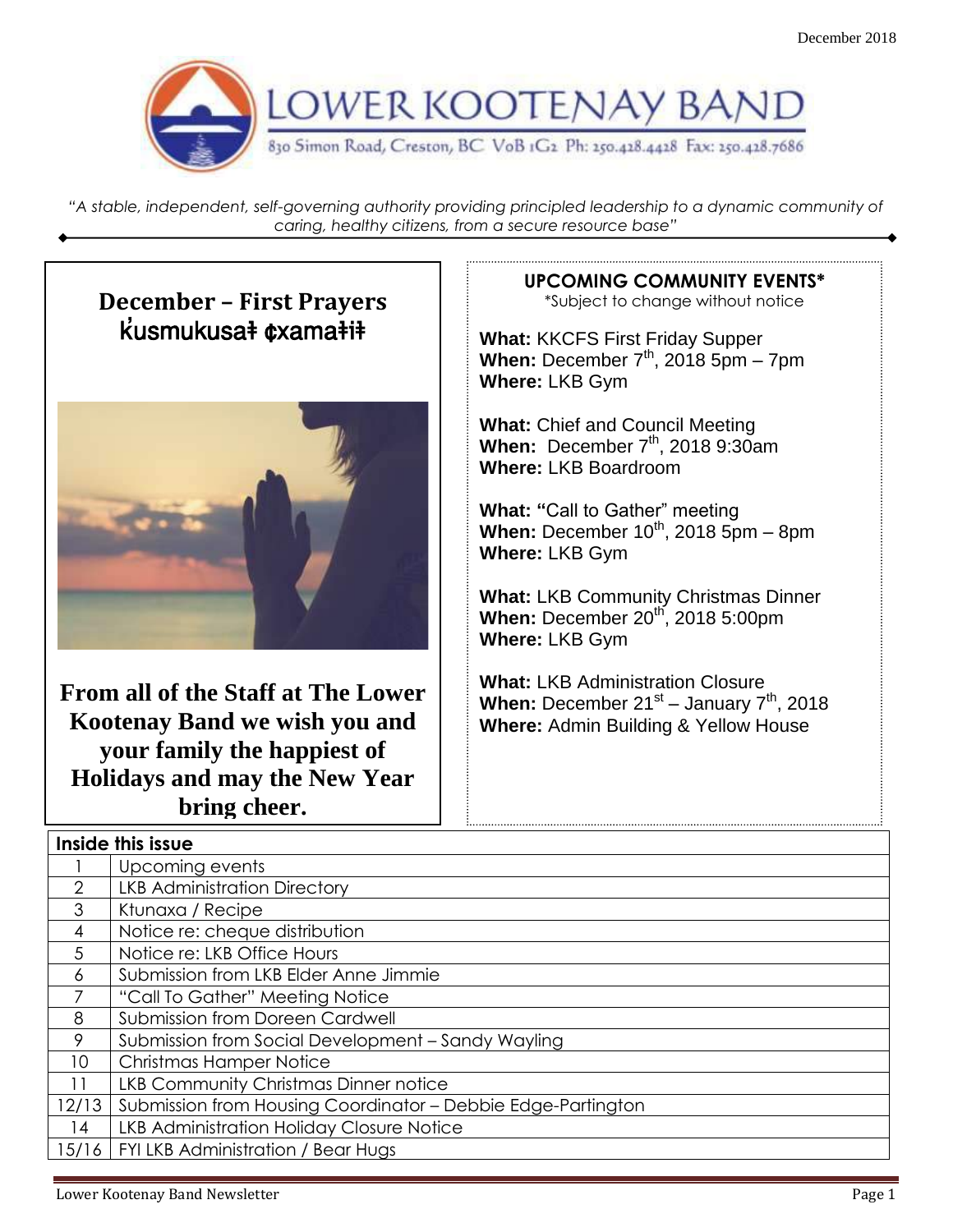December 2018

# LOWER KOOTENAY BAND

830 Simon Road, Creston, BC V0B 1G2 Ph: 250.428.4428 Fax: 250.428.7686

*"A stable, independent, self-governing authority providing principled leadership to a dynamic community of caring, healthy citizens, from a secure resource base"*

## December – First Prayers
## k̓usmukusaǂ ¢xamaǂiǂ

**From all of the Staff at The Lower Kootenay Band we wish you and your family the happiest of Holidays and may the New Year bring cheer.**

## UPCOMING COMMUNITY EVENTS*

*Subject to change without notice

**What:** KKCFS First Friday Supper
**When:** December 7th, 2018 5pm – 7pm
**Where:** LKB Gym

**What:** Chief and Council Meeting
**When:** December 7th, 2018 9:30am
**Where:** LKB Boardroom

**What:** "Call to Gather" meeting
**When:** December 10th, 2018 5pm – 8pm
**Where:** LKB Gym

**What:** LKB Community Christmas Dinner
**When:** December 20th, 2018 5:00pm
**Where:** LKB Gym

**What:** LKB Administration Closure
**When:** December 21st – January 7th, 2018
**Where:** Admin Building & Yellow House

| Inside this issue | |
|---|---|
| 1 | Upcoming events |
| 2 | LKB Administration Directory |
| 3 | Ktunaxa / Recipe |
| 4 | Notice re: cheque distribution |
| 5 | Notice re: LKB Office Hours |
| 6 | Submission from LKB Elder Anne Jimmie |
| 7 | "Call To Gather" Meeting Notice |
| 8 | Submission from Doreen Cardwell |
| 9 | Submission from Social Development – Sandy Wayling |
| 10 | Christmas Hamper Notice |
| 11 | LKB Community Christmas Dinner notice |
| 12/13 | Submission from Housing Coordinator – Debbie Edge-Partington |
| 14 | LKB Administration Holiday Closure Notice |
| 15/16 | FYI LKB Administration / Bear Hugs |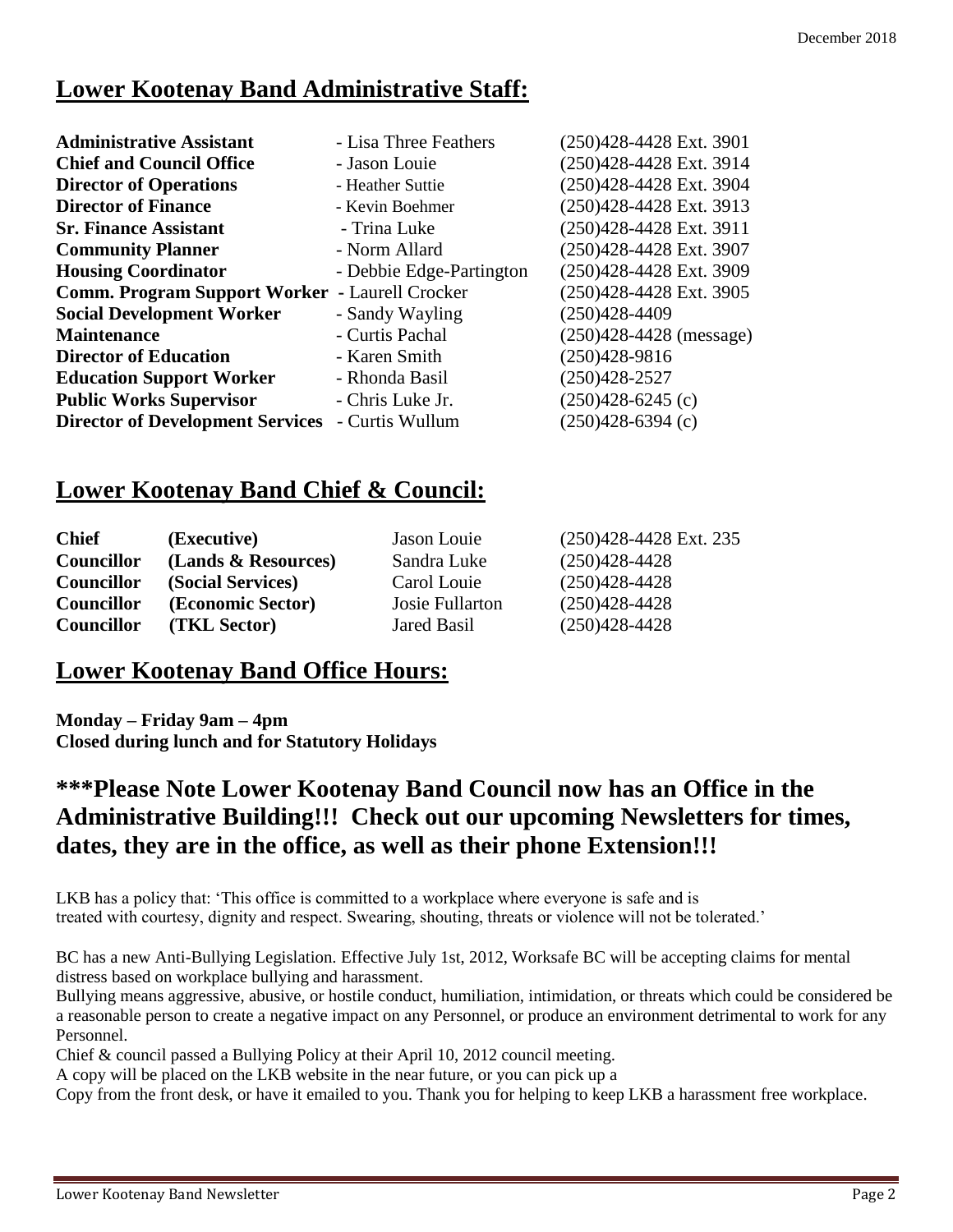## Lower Kootenay Band Administrative Staff:

| | | |
|---|---|---|
| **Administrative Assistant** | - Lisa Three Feathers | (250)428-4428 Ext. 3901 |
| **Chief and Council Office** | - Jason Louie | (250)428-4428 Ext. 3914 |
| **Director of Operations** | - Heather Suttie | (250)428-4428 Ext. 3904 |
| **Director of Finance** | - Kevin Boehmer | (250)428-4428 Ext. 3913 |
| **Sr. Finance Assistant** | - Trina Luke | (250)428-4428 Ext. 3911 |
| **Community Planner** | - Norm Allard | (250)428-4428 Ext. 3907 |
| **Housing Coordinator** | - Debbie Edge-Partington | (250)428-4428 Ext. 3909 |
| **Comm. Program Support Worker** | - Laurell Crocker | (250)428-4428 Ext. 3905 |
| **Social Development Worker** | - Sandy Wayling | (250)428-4409 |
| **Maintenance** | - Curtis Pachal | (250)428-4428 (message) |
| **Director of Education** | - Karen Smith | (250)428-9816 |
| **Education Support Worker** | - Rhonda Basil | (250)428-2527 |
| **Public Works Supervisor** | - Chris Luke Jr. | (250)428-6245 (c) |
| **Director of Development Services** | - Curtis Wullum | (250)428-6394 (c) |

## Lower Kootenay Band Chief & Council:

| | | | |
|---|---|---|---|
| **Chief** | **(Executive)** | Jason Louie | (250)428-4428 Ext. 235 |
| **Councillor** | **(Lands & Resources)** | Sandra Luke | (250)428-4428 |
| **Councillor** | **(Social Services)** | Carol Louie | (250)428-4428 |
| **Councillor** | **(Economic Sector)** | Josie Fullarton | (250)428-4428 |
| **Councillor** | **(TKL Sector)** | Jared Basil | (250)428-4428 |

## Lower Kootenay Band Office Hours:

**Monday – Friday 9am – 4pm**
**Closed during lunch and for Statutory Holidays**

## ***Please Note Lower Kootenay Band Council now has an Office in the Administrative Building!!! Check out our upcoming Newsletters for times, dates, they are in the office, as well as their phone Extension!!!

LKB has a policy that: 'This office is committed to a workplace where everyone is safe and is treated with courtesy, dignity and respect. Swearing, shouting, threats or violence will not be tolerated.'

BC has a new Anti-Bullying Legislation. Effective July 1st, 2012, Worksafe BC will be accepting claims for mental distress based on workplace bullying and harassment.

Bullying means aggressive, abusive, or hostile conduct, humiliation, intimidation, or threats which could be considered be a reasonable person to create a negative impact on any Personnel, or produce an environment detrimental to work for any Personnel.

Chief & council passed a Bullying Policy at their April 10, 2012 council meeting.

A copy will be placed on the LKB website in the near future, or you can pick up a Copy from the front desk, or have it emailed to you. Thank you for helping to keep LKB a harassment free workplace.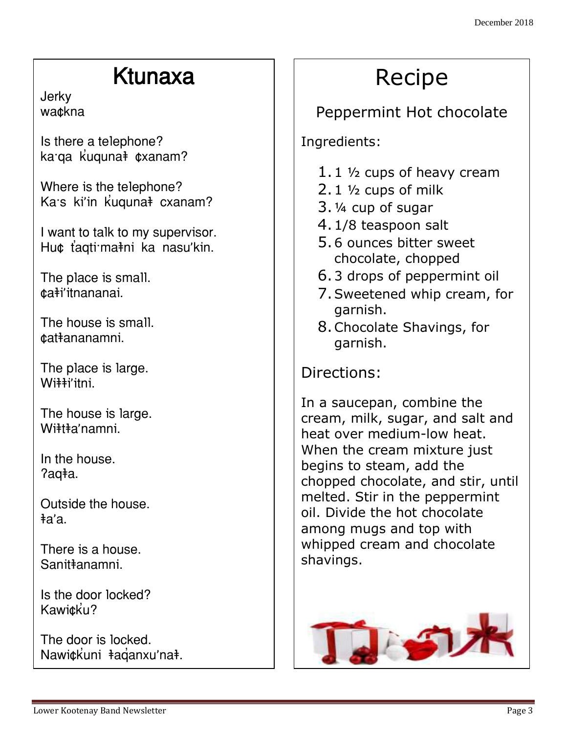# Ktunaxa

Jerky
wa¢kna

Is there a telephone?
ka·qa k̓uqunaɬ ¢xanam?

Where is the telephone?
Ka·s ki'in k̓uqunaɬ cxanam?

I want to talk to my supervisor.
Hu¢ t̓aqti·maɬni ka nasu'kin.

The place is small.
¢aɬi'itnananai.

The house is small.
¢atɬananamni.

The place is large.
Wiɬɬi'itni.

The house is large.
Wiɬtɬa'namni.

In the house.
ʔaqɬa.

Outside the house.
ɬa'a.

There is a house.
Sanitɬanamni.

Is the door locked?
Kawi¢k̓u?

The door is locked.
Nawi¢k̓uni ɬaq̓anxu'naɬ.

# Recipe

## Peppermint Hot chocolate

Ingredients:

1. 1 ½ cups of heavy cream
2. 1 ½ cups of milk
3. ¼ cup of sugar
4. 1/8 teaspoon salt
5. 6 ounces bitter sweet chocolate, chopped
6. 3 drops of peppermint oil
7. Sweetened whip cream, for garnish.
8. Chocolate Shavings, for garnish.

Directions:

In a saucepan, combine the cream, milk, sugar, and salt and heat over medium-low heat. When the cream mixture just begins to steam, add the chopped chocolate, and stir, until melted. Stir in the peppermint oil. Divide the hot chocolate among mugs and top with whipped cream and chocolate shavings.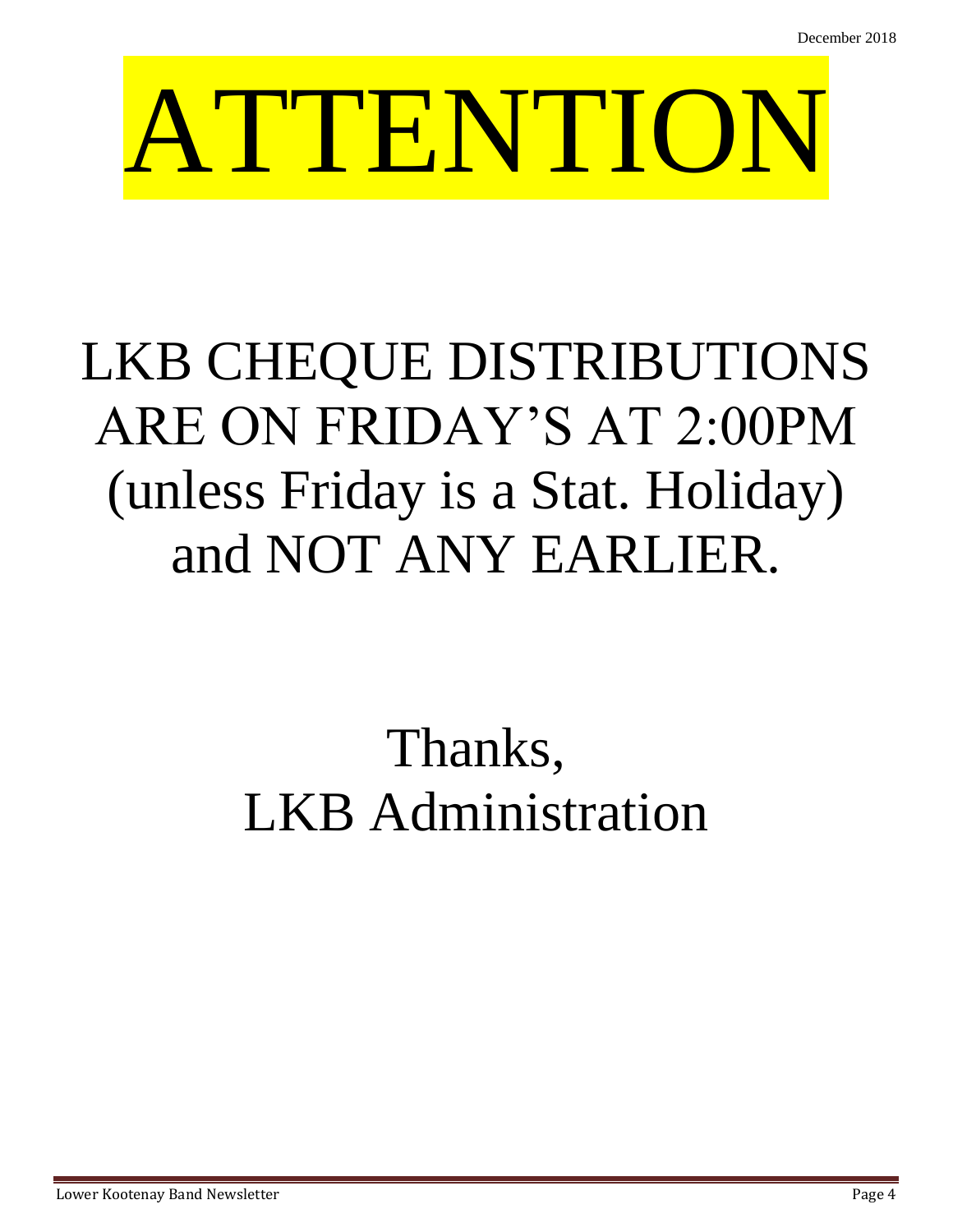# ATTENTION

LKB CHEQUE DISTRIBUTIONS ARE ON FRIDAY'S AT 2:00PM (unless Friday is a Stat. Holiday) and NOT ANY EARLIER.

Thanks,
LKB Administration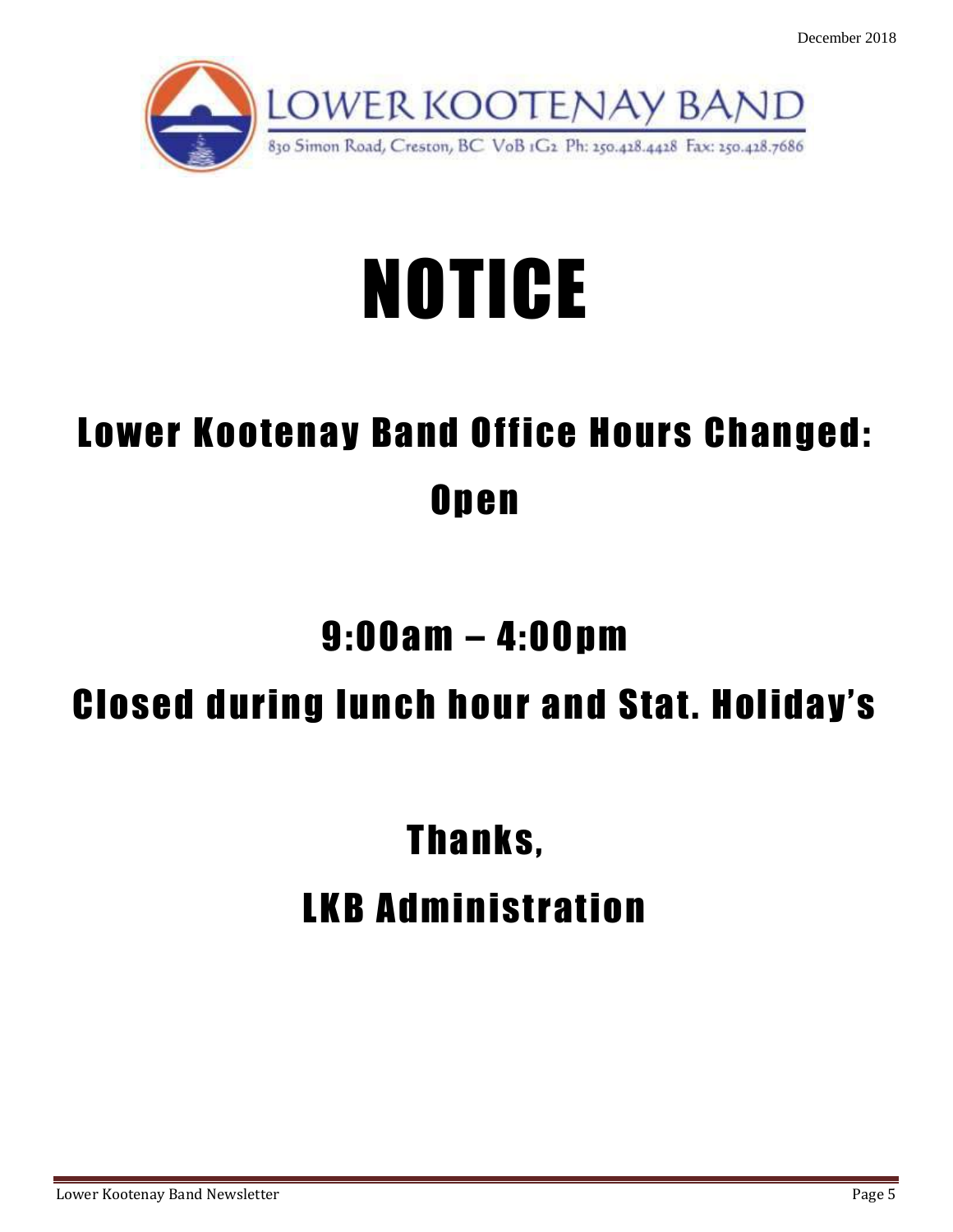LOWER KOOTENAY BAND

830 Simon Road, Creston, BC V0B 1G2 Ph: 250.428.4428 Fax: 250.428.7686

# NOTICE

## Lower Kootenay Band Office Hours Changed:

## Open

## 9:00am – 4:00pm

## Closed during lunch hour and Stat. Holiday's

## Thanks,

## LKB Administration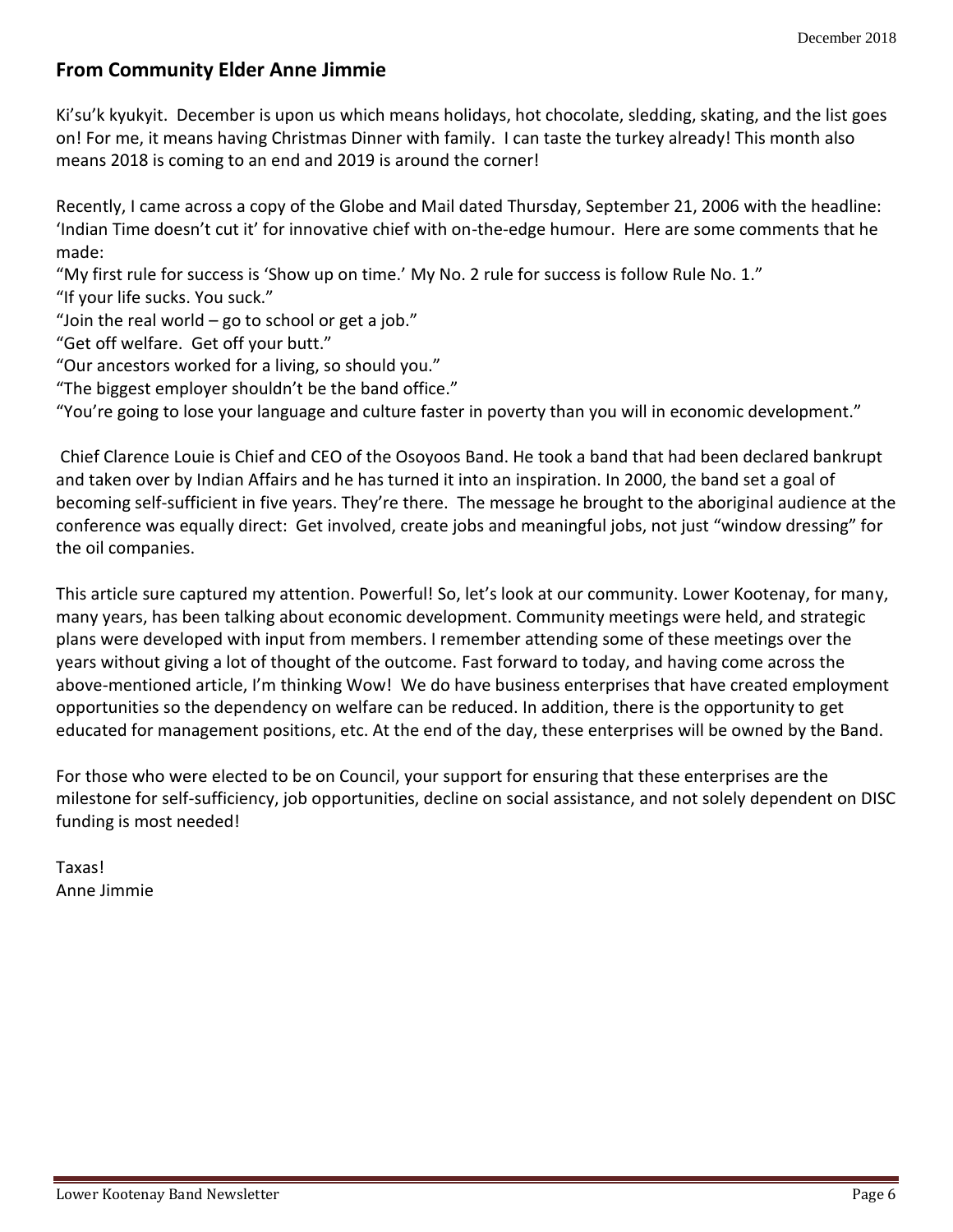## From Community Elder Anne Jimmie

Ki'su'k kyukyit. December is upon us which means holidays, hot chocolate, sledding, skating, and the list goes on! For me, it means having Christmas Dinner with family. I can taste the turkey already! This month also means 2018 is coming to an end and 2019 is around the corner!

Recently, I came across a copy of the Globe and Mail dated Thursday, September 21, 2006 with the headline: 'Indian Time doesn't cut it' for innovative chief with on-the-edge humour. Here are some comments that he made:

"My first rule for success is 'Show up on time.' My No. 2 rule for success is follow Rule No. 1."
"If your life sucks. You suck."
"Join the real world – go to school or get a job."
"Get off welfare. Get off your butt."
"Our ancestors worked for a living, so should you."
"The biggest employer shouldn't be the band office."
"You're going to lose your language and culture faster in poverty than you will in economic development."

Chief Clarence Louie is Chief and CEO of the Osoyoos Band. He took a band that had been declared bankrupt and taken over by Indian Affairs and he has turned it into an inspiration. In 2000, the band set a goal of becoming self-sufficient in five years. They're there. The message he brought to the aboriginal audience at the conference was equally direct: Get involved, create jobs and meaningful jobs, not just "window dressing" for the oil companies.

This article sure captured my attention. Powerful! So, let's look at our community. Lower Kootenay, for many, many years, has been talking about economic development. Community meetings were held, and strategic plans were developed with input from members. I remember attending some of these meetings over the years without giving a lot of thought of the outcome. Fast forward to today, and having come across the above-mentioned article, I'm thinking Wow! We do have business enterprises that have created employment opportunities so the dependency on welfare can be reduced. In addition, there is the opportunity to get educated for management positions, etc. At the end of the day, these enterprises will be owned by the Band.

For those who were elected to be on Council, your support for ensuring that these enterprises are the milestone for self-sufficiency, job opportunities, decline on social assistance, and not solely dependent on DISC funding is most needed!

Taxas!
Anne Jimmie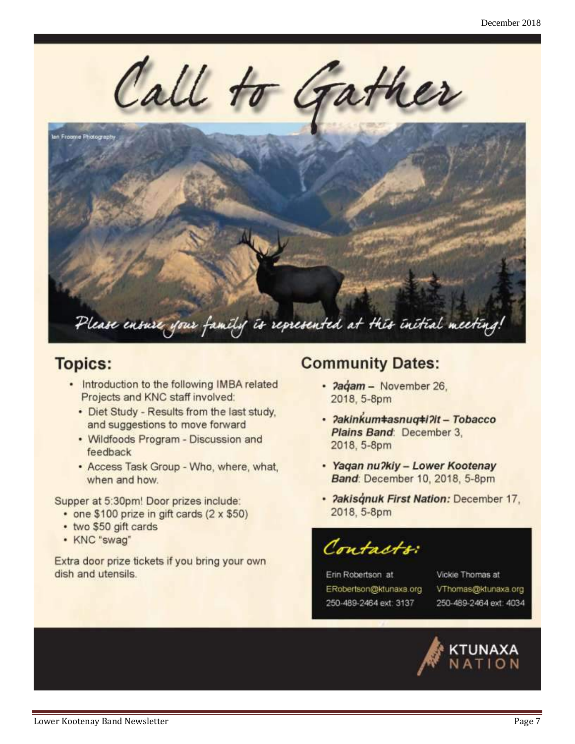# Call to Gather

Ian Froome Photography

*Please ensure your family is represented at this initial meeting!*

## Topics:

- Introduction to the following IMBA related Projects and KNC staff involved:
  - Diet Study - Results from the last study, and suggestions to move forward
  - Wildfoods Program - Discussion and feedback
  - Access Task Group - Who, where, what, when and how.

Supper at 5:30pm! Door prizes include:

- one $100 prize in gift cards (2 x $50)
- two $50 gift cards
- KNC "swag"

Extra door prize tickets if you bring your own dish and utensils.

## Community Dates:

- ***ʔaq̓am*** – November 26, 2018, 5-8pm
- ***ʔakink̓umǂasnuqǂiʔit – Tobacco Plains Band***: December 3, 2018, 5-8pm
- ***Yaqan nuʔkiy – Lower Kootenay Band***: December 10, 2018, 5-8pm
- ***ʔakisq̓nuk First Nation:*** December 17, 2018, 5-8pm

## *Contacts:*

Erin Robertson at
ERobertson@ktunaxa.org
250-489-2464 ext: 3137

Vickie Thomas at
VThomas@ktunaxa.org
250-489-2464 ext: 4034

KTUNAXA NATION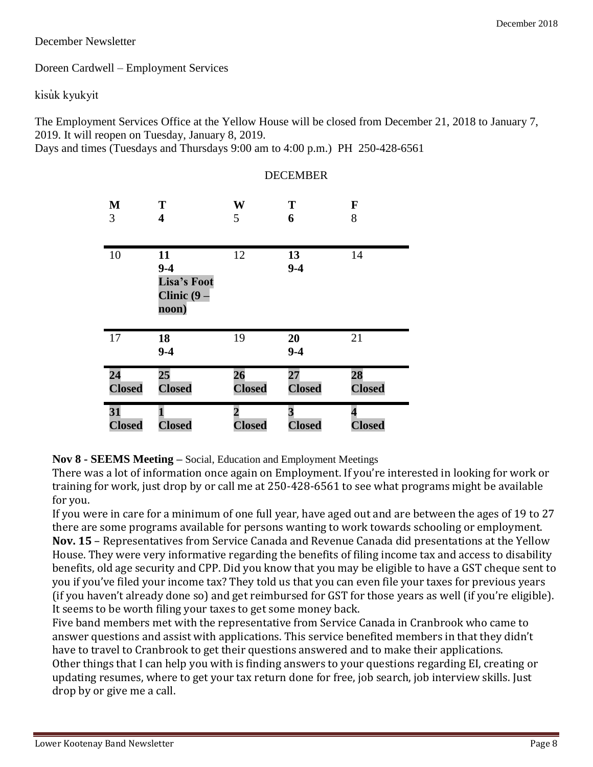December Newsletter

Doreen Cardwell – Employment Services

kisu̓k kyukyit

The Employment Services Office at the Yellow House will be closed from December 21, 2018 to January 7, 2019. It will reopen on Tuesday, January 8, 2019.
Days and times (Tuesdays and Thursdays 9:00 am to 4:00 p.m.) PH 250-428-6561

DECEMBER

| M | T | W | T | F |
|---|---|---|---|---|
| 3 | **4** | 5 | **6** | 8 |
| 10 | **11** **9-4** **Lisa's Foot Clinic (9 – noon)** | 12 | **13** **9-4** | 14 |
| 17 | **18** **9-4** | 19 | **20** **9-4** | 21 |
| **24 Closed** | **25 Closed** | **26 Closed** | **27 Closed** | **28 Closed** |
| **31 Closed** | **1 Closed** | **2 Closed** | **3 Closed** | **4 Closed** |

**Nov 8 - SEEMS Meeting** – Social, Education and Employment Meetings
There was a lot of information once again on Employment. If you're interested in looking for work or training for work, just drop by or call me at 250-428-6561 to see what programs might be available for you.
If you were in care for a minimum of one full year, have aged out and are between the ages of 19 to 27 there are some programs available for persons wanting to work towards schooling or employment.
**Nov. 15** – Representatives from Service Canada and Revenue Canada did presentations at the Yellow House. They were very informative regarding the benefits of filing income tax and access to disability benefits, old age security and CPP. Did you know that you may be eligible to have a GST cheque sent to you if you've filed your income tax? They told us that you can even file your taxes for previous years (if you haven't already done so) and get reimbursed for GST for those years as well (if you're eligible). It seems to be worth filing your taxes to get some money back.
Five band members met with the representative from Service Canada in Cranbrook who came to answer questions and assist with applications. This service benefited members in that they didn't have to travel to Cranbrook to get their questions answered and to make their applications.
Other things that I can help you with is finding answers to your questions regarding EI, creating or updating resumes, where to get your tax return done for free, job search, job interview skills. Just drop by or give me a call.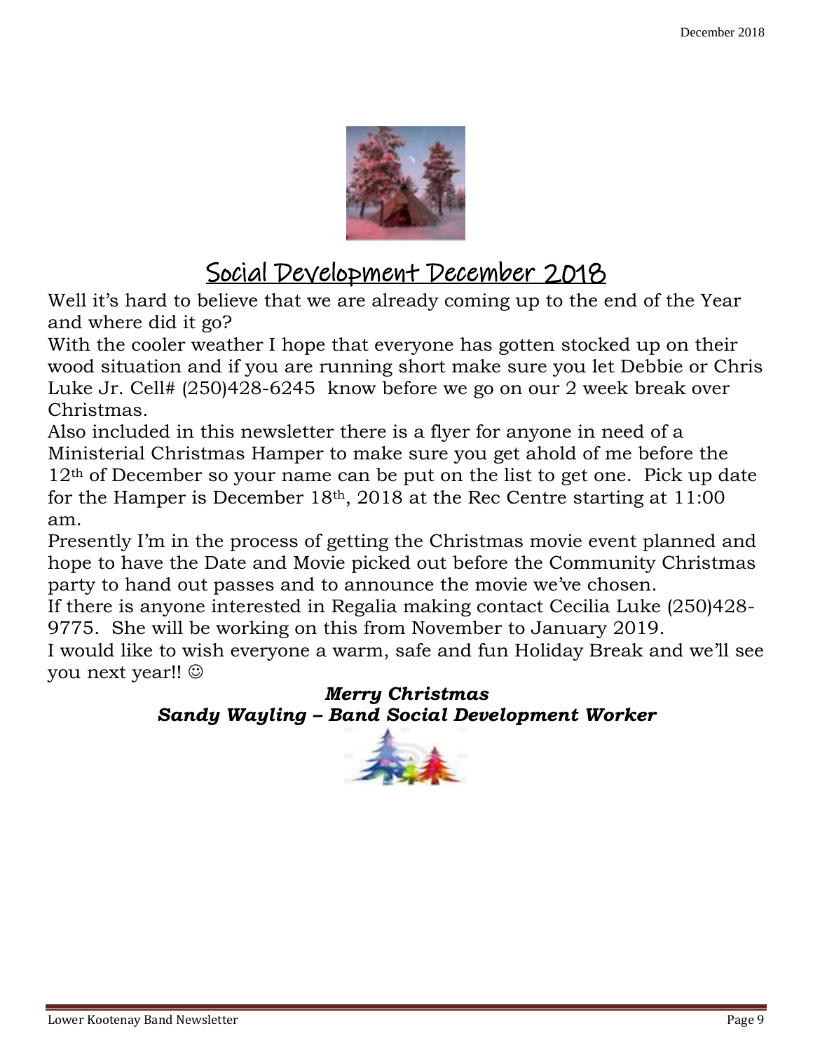## Social Development December 2018

Well it's hard to believe that we are already coming up to the end of the Year and where did it go?

With the cooler weather I hope that everyone has gotten stocked up on their wood situation and if you are running short make sure you let Debbie or Chris Luke Jr. Cell# (250)428-6245 know before we go on our 2 week break over Christmas.

Also included in this newsletter there is a flyer for anyone in need of a Ministerial Christmas Hamper to make sure you get ahold of me before the 12th of December so your name can be put on the list to get one. Pick up date for the Hamper is December 18th, 2018 at the Rec Centre starting at 11:00 am.

Presently I'm in the process of getting the Christmas movie event planned and hope to have the Date and Movie picked out before the Community Christmas party to hand out passes and to announce the movie we've chosen.

If there is anyone interested in Regalia making contact Cecilia Luke (250)428-9775. She will be working on this from November to January 2019.

I would like to wish everyone a warm, safe and fun Holiday Break and we'll see you next year!! ☺

***Merry Christmas***
***Sandy Wayling – Band Social Development Worker***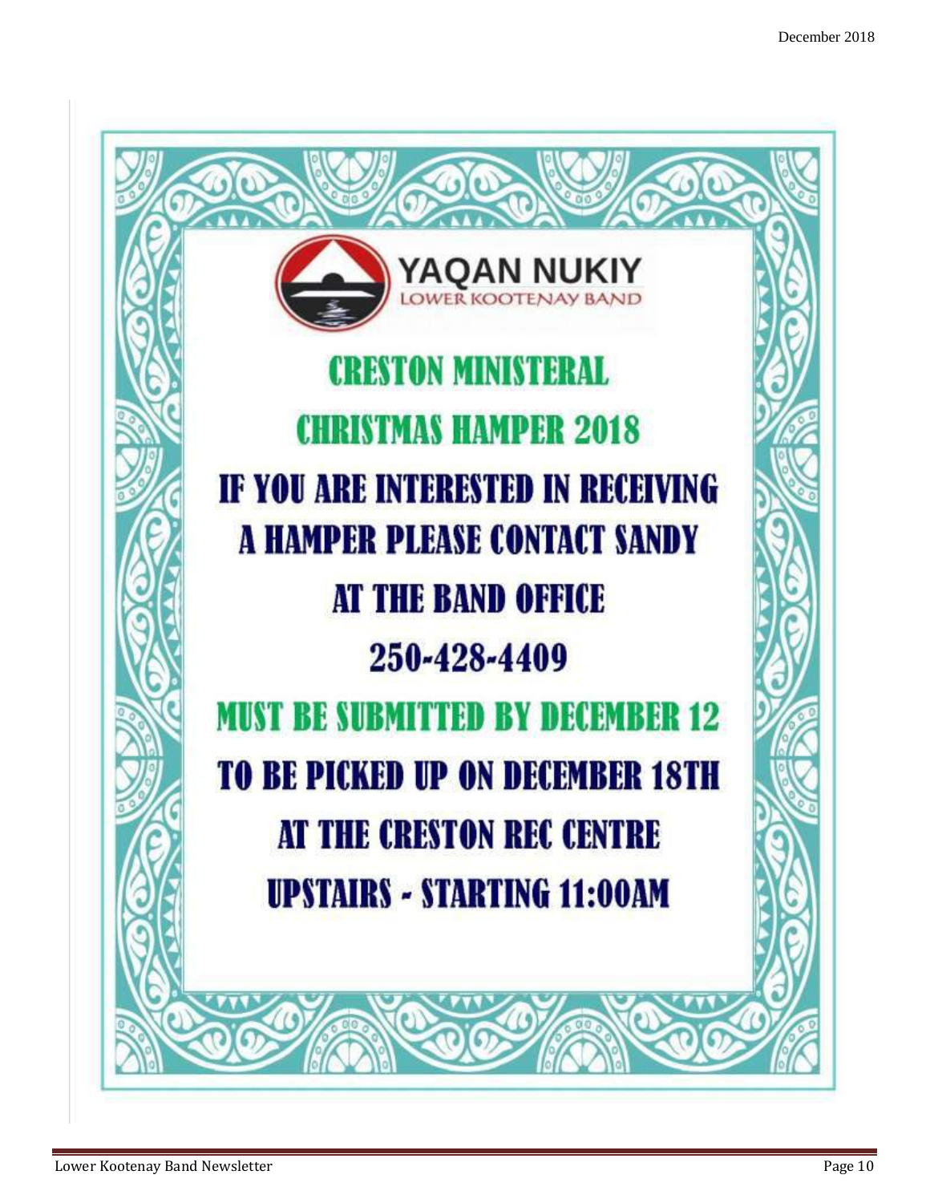YAQAN NUKIY
LOWER KOOTENAY BAND

# CRESTON MINISTERAL

# CHRISTMAS HAMPER 2018

**IF YOU ARE INTERESTED IN RECEIVING A HAMPER PLEASE CONTACT SANDY AT THE BAND OFFICE**

**250-428-4409**

**MUST BE SUBMITTED BY DECEMBER 12**

**TO BE PICKED UP ON DECEMBER 18TH AT THE CRESTON REC CENTRE UPSTAIRS - STARTING 11:00AM**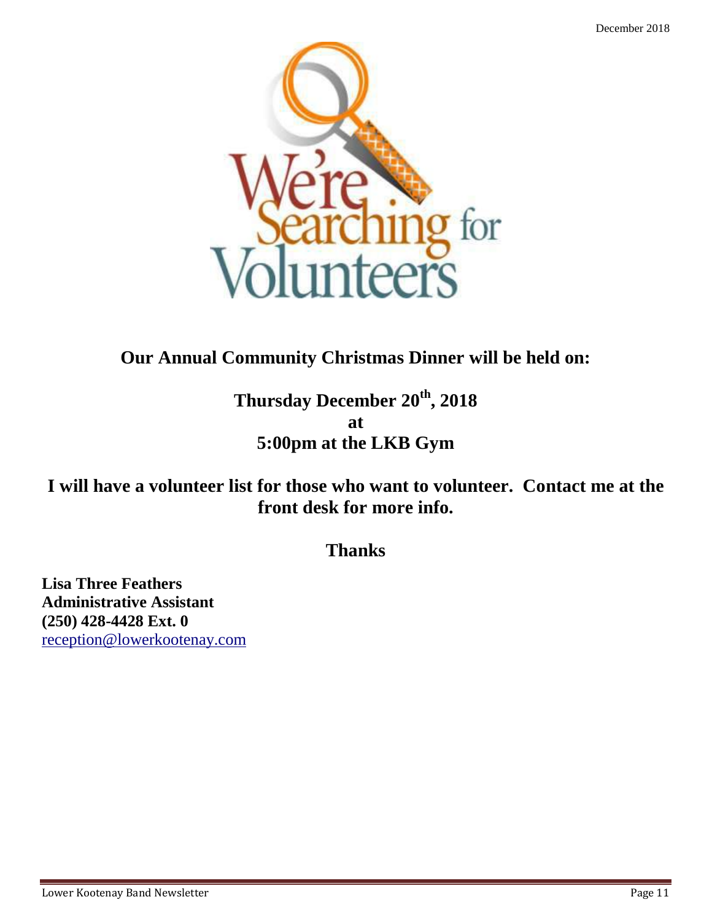We're Searching for Volunteers

**Our Annual Community Christmas Dinner will be held on:**

**Thursday December 20th, 2018**
**at**
**5:00pm at the LKB Gym**

**I will have a volunteer list for those who want to volunteer. Contact me at the front desk for more info.**

**Thanks**

**Lisa Three Feathers**
**Administrative Assistant**
**(250) 428-4428 Ext. 0**
reception@lowerkootenay.com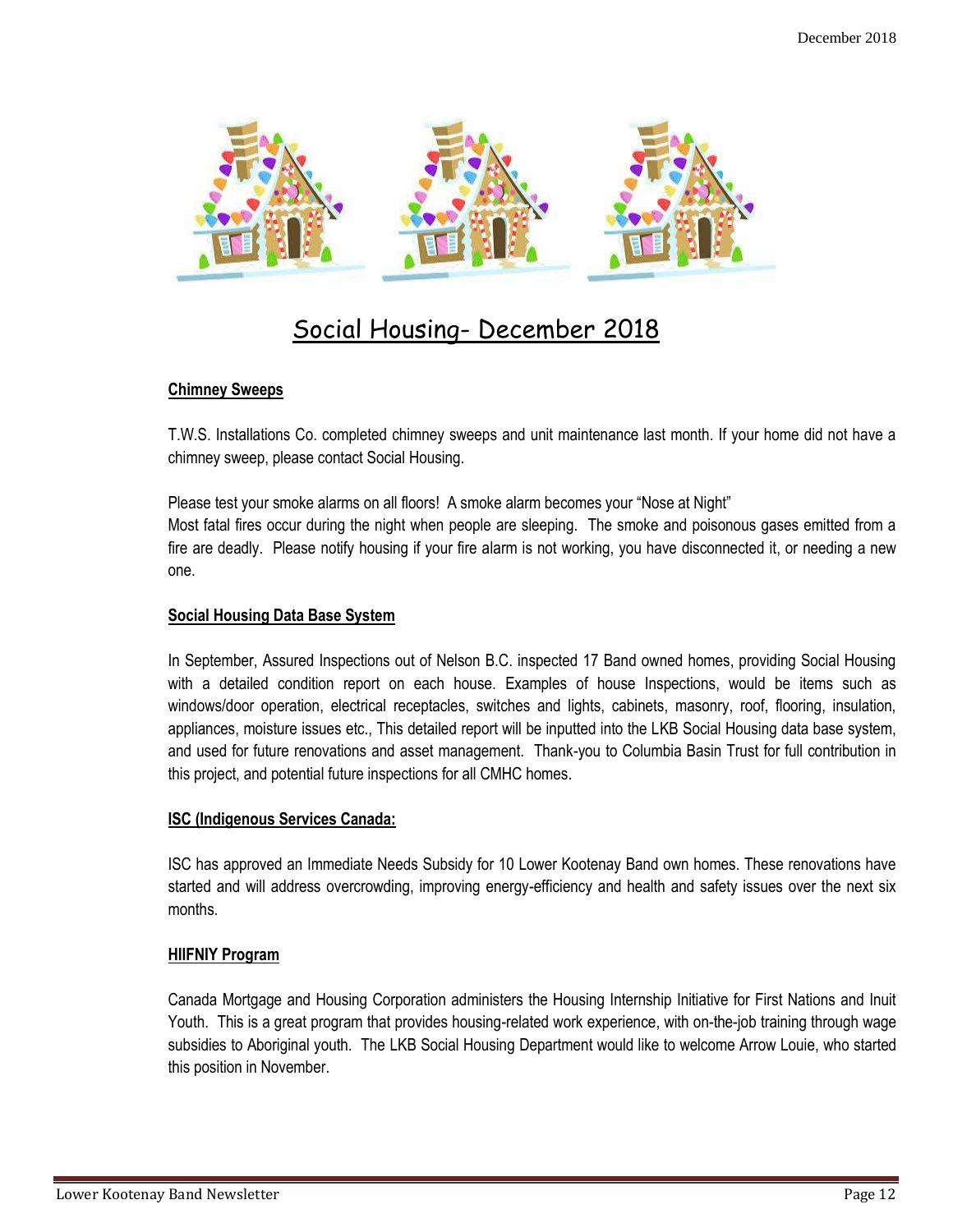# Social Housing- December 2018

**Chimney Sweeps**

T.W.S. Installations Co. completed chimney sweeps and unit maintenance last month. If your home did not have a chimney sweep, please contact Social Housing.

Please test your smoke alarms on all floors! A smoke alarm becomes your "Nose at Night"
Most fatal fires occur during the night when people are sleeping. The smoke and poisonous gases emitted from a fire are deadly. Please notify housing if your fire alarm is not working, you have disconnected it, or needing a new one.

**Social Housing Data Base System**

In September, Assured Inspections out of Nelson B.C. inspected 17 Band owned homes, providing Social Housing with a detailed condition report on each house. Examples of house Inspections, would be items such as windows/door operation, electrical receptacles, switches and lights, cabinets, masonry, roof, flooring, insulation, appliances, moisture issues etc., This detailed report will be inputted into the LKB Social Housing data base system, and used for future renovations and asset management. Thank-you to Columbia Basin Trust for full contribution in this project, and potential future inspections for all CMHC homes.

**ISC (Indigenous Services Canada:**

ISC has approved an Immediate Needs Subsidy for 10 Lower Kootenay Band own homes. These renovations have started and will address overcrowding, improving energy-efficiency and health and safety issues over the next six months.

**HIIFNIY Program**

Canada Mortgage and Housing Corporation administers the Housing Internship Initiative for First Nations and Inuit Youth. This is a great program that provides housing-related work experience, with on-the-job training through wage subsidies to Aboriginal youth. The LKB Social Housing Department would like to welcome Arrow Louie, who started this position in November.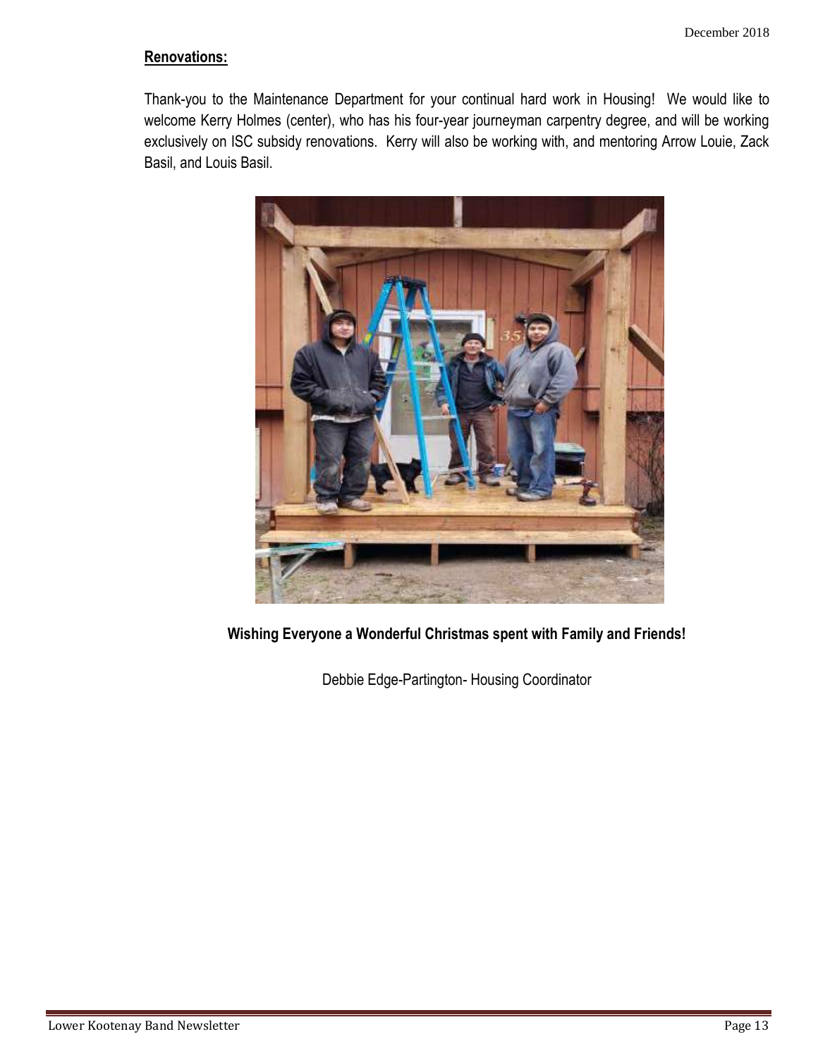**Renovations:**

Thank-you to the Maintenance Department for your continual hard work in Housing! We would like to welcome Kerry Holmes (center), who has his four-year journeyman carpentry degree, and will be working exclusively on ISC subsidy renovations. Kerry will also be working with, and mentoring Arrow Louie, Zack Basil, and Louis Basil.

**Wishing Everyone a Wonderful Christmas spent with Family and Friends!**

Debbie Edge-Partington- Housing Coordinator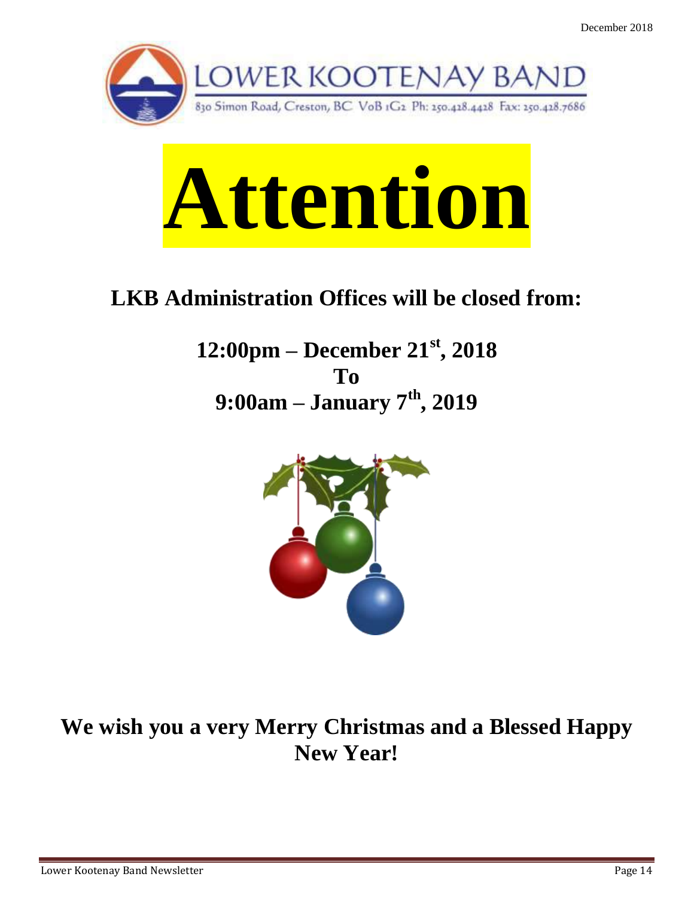LOWER KOOTENAY BAND

830 Simon Road, Creston, BC V0B 1G2 Ph: 250.428.4428 Fax: 250.428.7686

# Attention

## LKB Administration Offices will be closed from:

**12:00pm – December 21st, 2018**
**To**
**9:00am – January 7th, 2019**

**We wish you a very Merry Christmas and a Blessed Happy New Year!**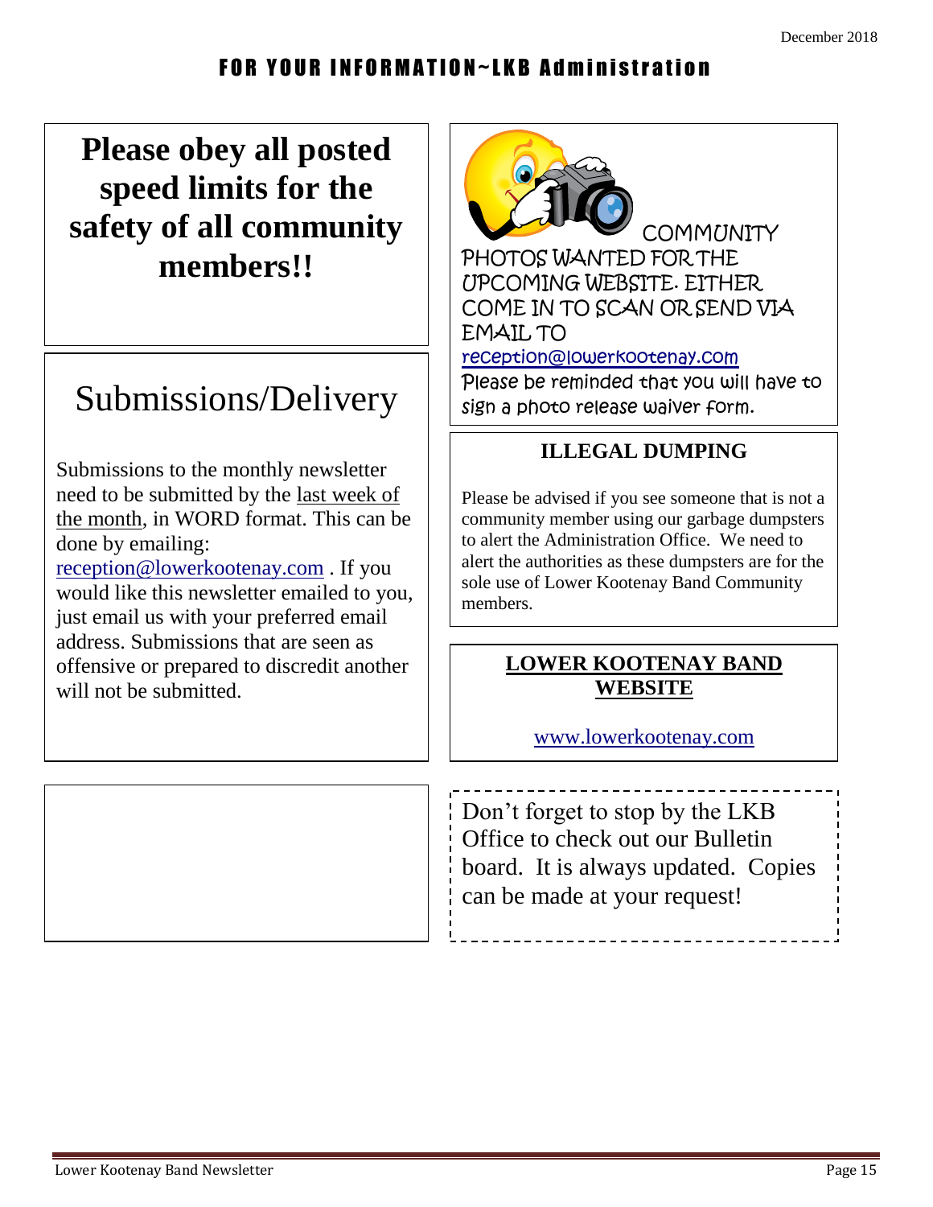# FOR YOUR INFORMATION~LKB Administration

**Please obey all posted speed limits for the safety of all community members!!**

## Submissions/Delivery

Submissions to the monthly newsletter need to be submitted by the last week of the month, in WORD format. This can be done by emailing: reception@lowerkootenay.com . If you would like this newsletter emailed to you, just email us with your preferred email address. Submissions that are seen as offensive or prepared to discredit another will not be submitted.

COMMUNITY PHOTOS WANTED FOR THE UPCOMING WEBSITE. EITHER COME IN TO SCAN OR SEND VIA EMAIL TO reception@lowerkootenay.com

Please be reminded that you will have to sign a photo release waiver form.

**ILLEGAL DUMPING**

Please be advised if you see someone that is not a community member using our garbage dumpsters to alert the Administration Office. We need to alert the authorities as these dumpsters are for the sole use of Lower Kootenay Band Community members.

**LOWER KOOTENAY BAND WEBSITE**

www.lowerkootenay.com

Don't forget to stop by the LKB Office to check out our Bulletin board. It is always updated. Copies can be made at your request!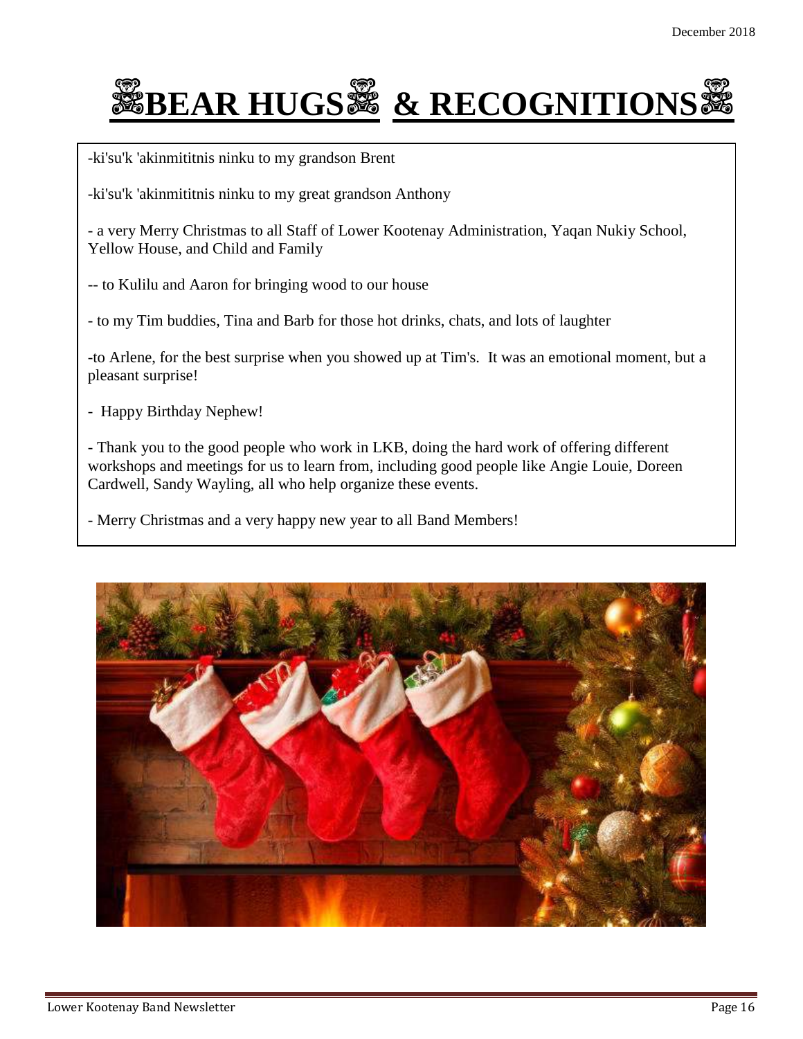# BEAR HUGS & RECOGNITIONS

-ki'su'k 'akinmititnis ninku to my grandson Brent

-ki'su'k 'akinmititnis ninku to my great grandson Anthony

- a very Merry Christmas to all Staff of Lower Kootenay Administration, Yaqan Nukiy School, Yellow House, and Child and Family

-- to Kulilu and Aaron for bringing wood to our house

- to my Tim buddies, Tina and Barb for those hot drinks, chats, and lots of laughter

-to Arlene, for the best surprise when you showed up at Tim's. It was an emotional moment, but a pleasant surprise!

- Happy Birthday Nephew!

- Thank you to the good people who work in LKB, doing the hard work of offering different workshops and meetings for us to learn from, including good people like Angie Louie, Doreen Cardwell, Sandy Wayling, all who help organize these events.

- Merry Christmas and a very happy new year to all Band Members!